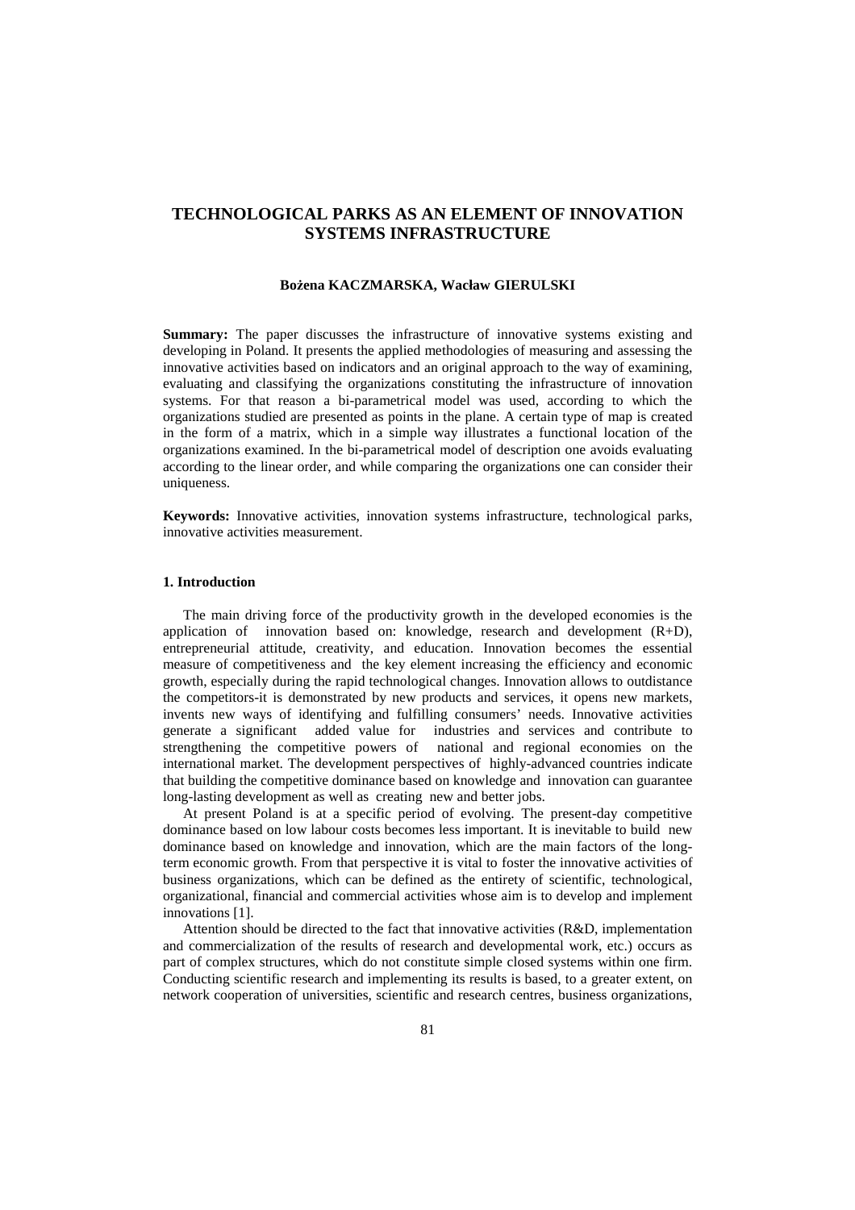# TECHNOLOGICAL PARKS AS AN ELEMENT OF INNOVATION SYSTEMS INFRASTRUCTURE

**Bożena KACZMARSKA, Wacław GIERULSKI**

**Summary:** The paper discusses the infrastructure of innovative systems existing and developing in Poland. It presents the applied methodologies of measuring and assessing the innovative activities based on indicators and an original approach to the way of examining, evaluating and classifying the organizations constituting the infrastructure of innovation systems. For that reason a bi-parametrical model was used, according to which the organizations studied are presented as points in the plane. A certain type of map is created in the form of a matrix, which in a simple way illustrates a functional location of the organizations examined. In the bi-parametrical model of description one avoids evaluating according to the linear order, and while comparing the organizations one can consider their uniqueness.

**Keywords:** Innovative activities, innovation systems infrastructure, technological parks, innovative activities measurement.

## 1. Introduction

The main driving force of the productivity growth in the developed economies is the application of innovation based on: knowledge, research and development (R+D), entrepreneurial attitude, creativity, and education. Innovation becomes the essential measure of competitiveness and the key element increasing the efficiency and economic growth, especially during the rapid technological changes. Innovation allows to outdistance the competitors-it is demonstrated by new products and services, it opens new markets, invents new ways of identifying and fulfilling consumers' needs. Innovative activities generate a significant added value for industries and services and contribute to strengthening the competitive powers of national and regional economies on the international market. The development perspectives of highly-advanced countries indicate that building the competitive dominance based on knowledge and innovation can guarantee long-lasting development as well as creating new and better jobs.

At present Poland is at a specific period of evolving. The present-day competitive dominance based on low labour costs becomes less important. It is inevitable to build new dominance based on knowledge and innovation, which are the main factors of the long-term economic growth. From that perspective it is vital to foster the innovative activities of business organizations, which can be defined as the entirety of scientific, technological, organizational, financial and commercial activities whose aim is to develop and implement innovations [1].

Attention should be directed to the fact that innovative activities (R&D, implementation and commercialization of the results of research and developmental work, etc.) occurs as part of complex structures, which do not constitute simple closed systems within one firm. Conducting scientific research and implementing its results is based, to a greater extent, on network cooperation of universities, scientific and research centres, business organizations,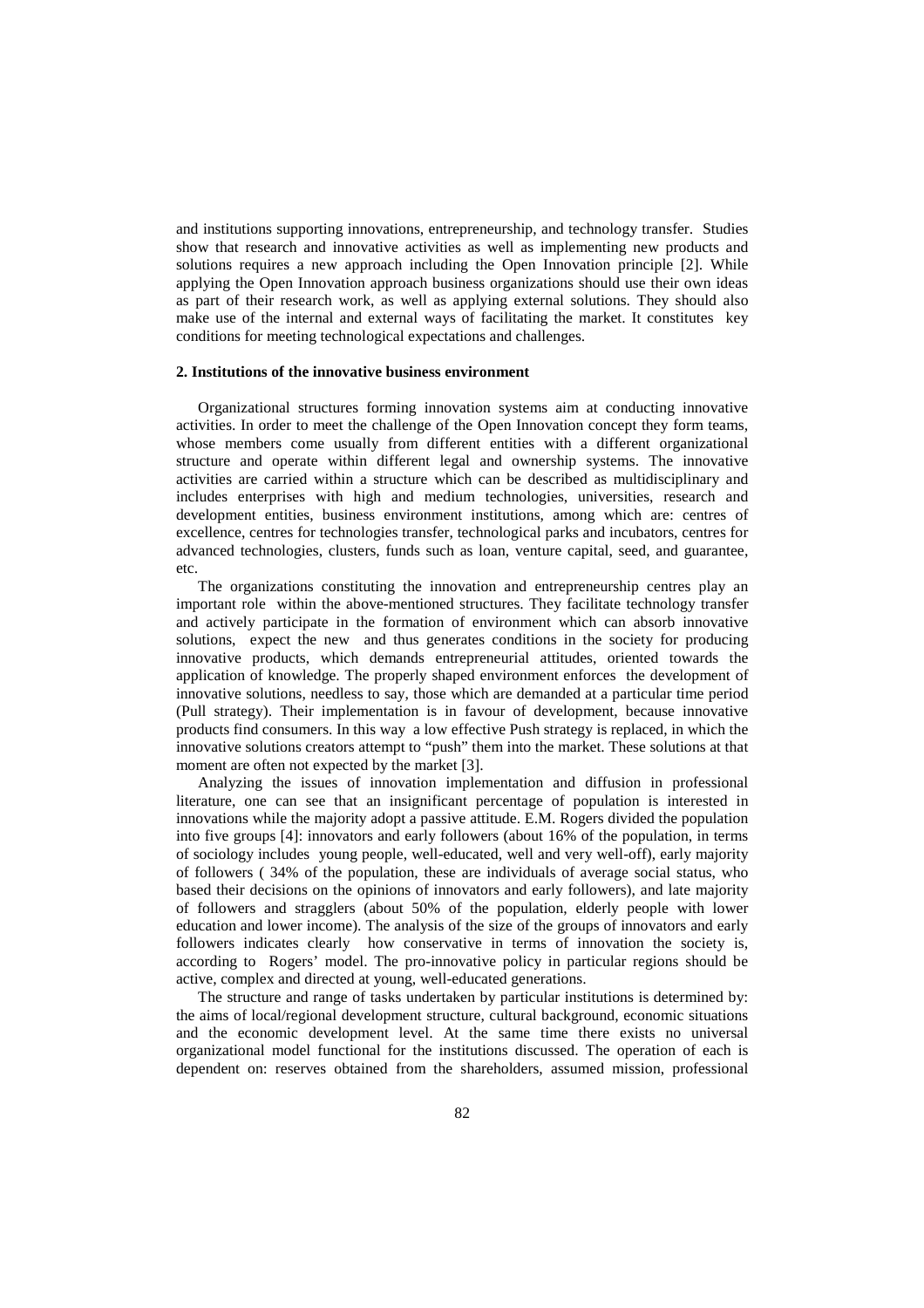and institutions supporting innovations, entrepreneurship, and technology transfer. Studies show that research and innovative activities as well as implementing new products and solutions requires a new approach including the Open Innovation principle [2]. While applying the Open Innovation approach business organizations should use their own ideas as part of their research work, as well as applying external solutions. They should also make use of the internal and external ways of facilitating the market. It constitutes key conditions for meeting technological expectations and challenges.

## 2. Institutions of the innovative business environment

Organizational structures forming innovation systems aim at conducting innovative activities. In order to meet the challenge of the Open Innovation concept they form teams, whose members come usually from different entities with a different organizational structure and operate within different legal and ownership systems. The innovative activities are carried within a structure which can be described as multidisciplinary and includes enterprises with high and medium technologies, universities, research and development entities, business environment institutions, among which are: centres of excellence, centres for technologies transfer, technological parks and incubators, centres for advanced technologies, clusters, funds such as loan, venture capital, seed, and guarantee, etc.

The organizations constituting the innovation and entrepreneurship centres play an important role within the above-mentioned structures. They facilitate technology transfer and actively participate in the formation of environment which can absorb innovative solutions, expect the new and thus generates conditions in the society for producing innovative products, which demands entrepreneurial attitudes, oriented towards the application of knowledge. The properly shaped environment enforces the development of innovative solutions, needless to say, those which are demanded at a particular time period (Pull strategy). Their implementation is in favour of development, because innovative products find consumers. In this way a low effective Push strategy is replaced, in which the innovative solutions creators attempt to "push" them into the market. These solutions at that moment are often not expected by the market [3].

Analyzing the issues of innovation implementation and diffusion in professional literature, one can see that an insignificant percentage of population is interested in innovations while the majority adopt a passive attitude. E.M. Rogers divided the population into five groups [4]: innovators and early followers (about 16% of the population, in terms of sociology includes young people, well-educated, well and very well-off), early majority of followers ( 34% of the population, these are individuals of average social status, who based their decisions on the opinions of innovators and early followers), and late majority of followers and stragglers (about 50% of the population, elderly people with lower education and lower income). The analysis of the size of the groups of innovators and early followers indicates clearly how conservative in terms of innovation the society is, according to Rogers' model. The pro-innovative policy in particular regions should be active, complex and directed at young, well-educated generations.

The structure and range of tasks undertaken by particular institutions is determined by: the aims of local/regional development structure, cultural background, economic situations and the economic development level. At the same time there exists no universal organizational model functional for the institutions discussed. The operation of each is dependent on: reserves obtained from the shareholders, assumed mission, professional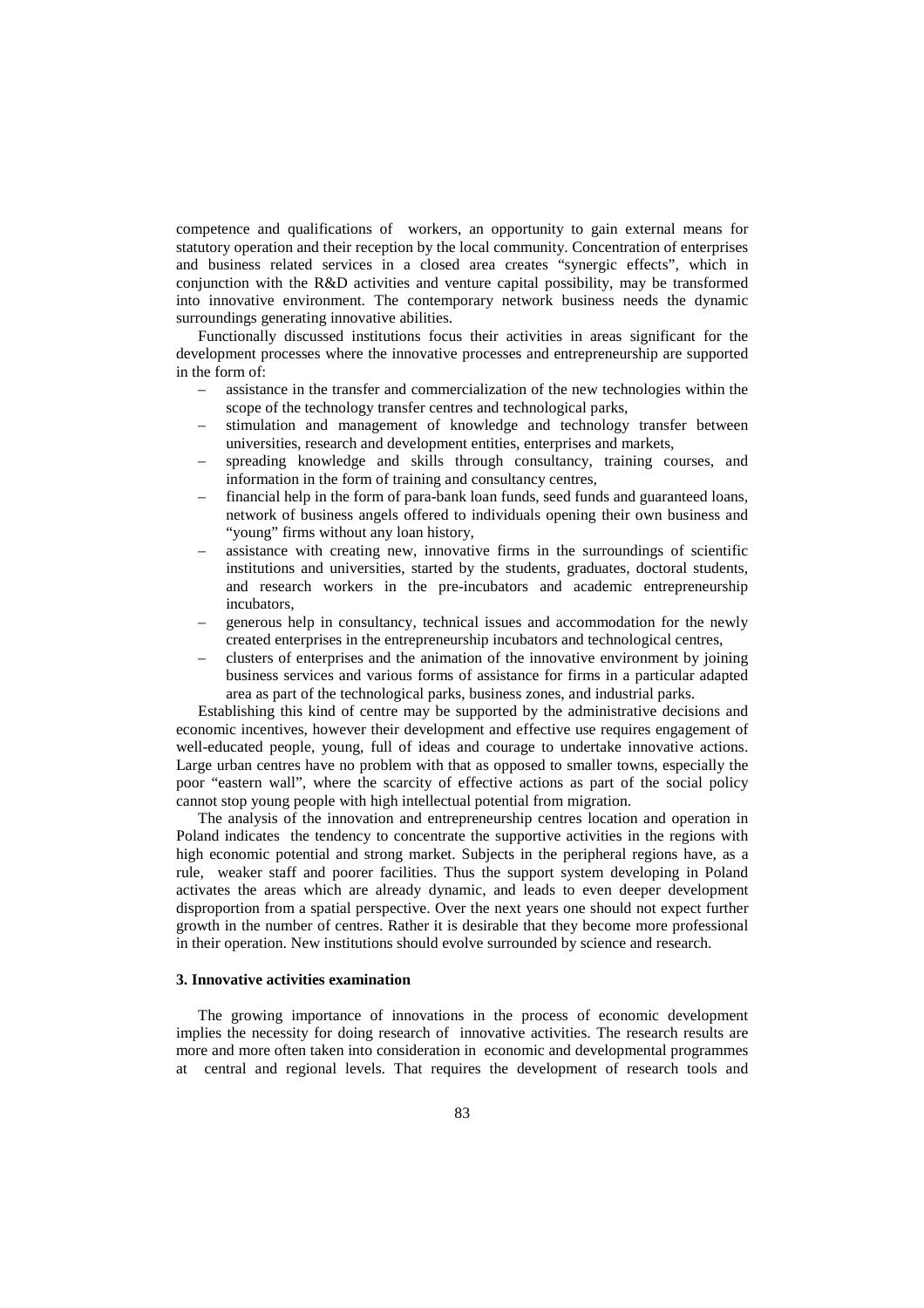competence and qualifications of workers, an opportunity to gain external means for statutory operation and their reception by the local community. Concentration of enterprises and business related services in a closed area creates "synergic effects", which in conjunction with the R&D activities and venture capital possibility, may be transformed into innovative environment. The contemporary network business needs the dynamic surroundings generating innovative abilities.

Functionally discussed institutions focus their activities in areas significant for the development processes where the innovative processes and entrepreneurship are supported in the form of:

- assistance in the transfer and commercialization of the new technologies within the scope of the technology transfer centres and technological parks,
- stimulation and management of knowledge and technology transfer between universities, research and development entities, enterprises and markets,
- spreading knowledge and skills through consultancy, training courses, and information in the form of training and consultancy centres,
- financial help in the form of para-bank loan funds, seed funds and guaranteed loans, network of business angels offered to individuals opening their own business and "young" firms without any loan history,
- assistance with creating new, innovative firms in the surroundings of scientific institutions and universities, started by the students, graduates, doctoral students, and research workers in the pre-incubators and academic entrepreneurship incubators,
- generous help in consultancy, technical issues and accommodation for the newly created enterprises in the entrepreneurship incubators and technological centres,
- clusters of enterprises and the animation of the innovative environment by joining business services and various forms of assistance for firms in a particular adapted area as part of the technological parks, business zones, and industrial parks.

Establishing this kind of centre may be supported by the administrative decisions and economic incentives, however their development and effective use requires engagement of well-educated people, young, full of ideas and courage to undertake innovative actions. Large urban centres have no problem with that as opposed to smaller towns, especially the poor "eastern wall", where the scarcity of effective actions as part of the social policy cannot stop young people with high intellectual potential from migration.

The analysis of the innovation and entrepreneurship centres location and operation in Poland indicates the tendency to concentrate the supportive activities in the regions with high economic potential and strong market. Subjects in the peripheral regions have, as a rule, weaker staff and poorer facilities. Thus the support system developing in Poland activates the areas which are already dynamic, and leads to even deeper development disproportion from a spatial perspective. Over the next years one should not expect further growth in the number of centres. Rather it is desirable that they become more professional in their operation. New institutions should evolve surrounded by science and research.

### 3. Innovative activities examination

The growing importance of innovations in the process of economic development implies the necessity for doing research of innovative activities. The research results are more and more often taken into consideration in economic and developmental programmes at central and regional levels. That requires the development of research tools and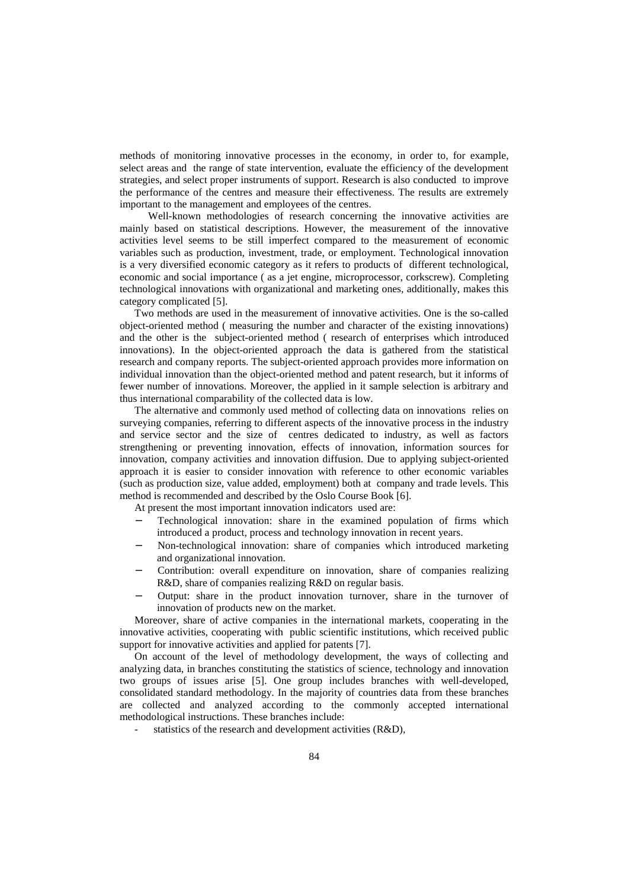methods of monitoring innovative processes in the economy, in order to, for example, select areas and the range of state intervention, evaluate the efficiency of the development strategies, and select proper instruments of support. Research is also conducted to improve the performance of the centres and measure their effectiveness. The results are extremely important to the management and employees of the centres.

Well-known methodologies of research concerning the innovative activities are mainly based on statistical descriptions. However, the measurement of the innovative activities level seems to be still imperfect compared to the measurement of economic variables such as production, investment, trade, or employment. Technological innovation is a very diversified economic category as it refers to products of different technological, economic and social importance ( as a jet engine, microprocessor, corkscrew). Completing technological innovations with organizational and marketing ones, additionally, makes this category complicated [5].

Two methods are used in the measurement of innovative activities. One is the so-called object-oriented method ( measuring the number and character of the existing innovations) and the other is the subject-oriented method ( research of enterprises which introduced innovations). In the object-oriented approach the data is gathered from the statistical research and company reports. The subject-oriented approach provides more information on individual innovation than the object-oriented method and patent research, but it informs of fewer number of innovations. Moreover, the applied in it sample selection is arbitrary and thus international comparability of the collected data is low.

The alternative and commonly used method of collecting data on innovations relies on surveying companies, referring to different aspects of the innovative process in the industry and service sector and the size of centres dedicated to industry, as well as factors strengthening or preventing innovation, effects of innovation, information sources for innovation, company activities and innovation diffusion. Due to applying subject-oriented approach it is easier to consider innovation with reference to other economic variables (such as production size, value added, employment) both at company and trade levels. This method is recommended and described by the Oslo Course Book [6].

At present the most important innovation indicators used are:

- Technological innovation: share in the examined population of firms which introduced a product, process and technology innovation in recent years.
- Non-technological innovation: share of companies which introduced marketing and organizational innovation.
- Contribution: overall expenditure on innovation, share of companies realizing R&D, share of companies realizing R&D on regular basis.
- Output: share in the product innovation turnover, share in the turnover of innovation of products new on the market.

Moreover, share of active companies in the international markets, cooperating in the innovative activities, cooperating with public scientific institutions, which received public support for innovative activities and applied for patents [7].

On account of the level of methodology development, the ways of collecting and analyzing data, in branches constituting the statistics of science, technology and innovation two groups of issues arise [5]. One group includes branches with well-developed, consolidated standard methodology. In the majority of countries data from these branches are collected and analyzed according to the commonly accepted international methodological instructions. These branches include:

- statistics of the research and development activities (R&D),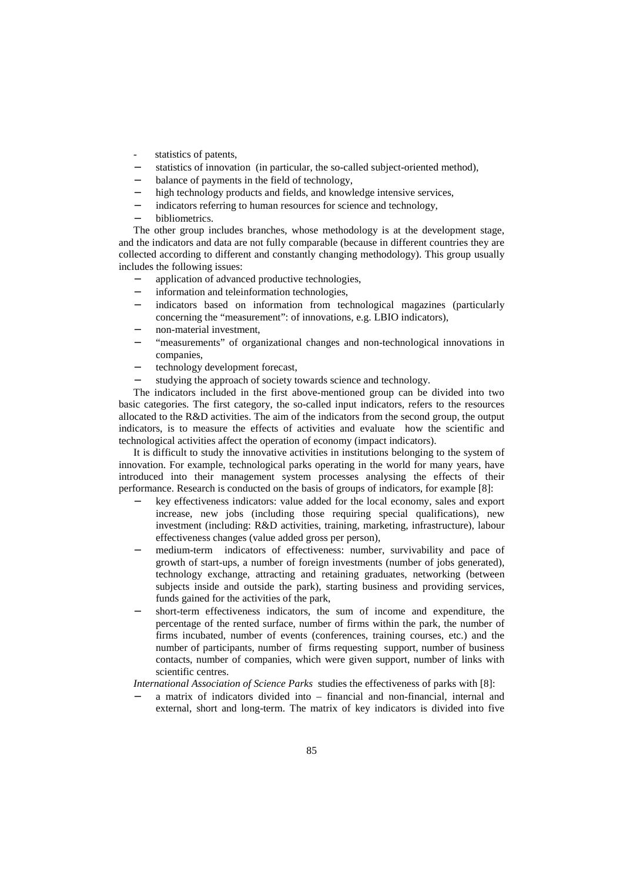- statistics of patents,
- statistics of innovation (in particular, the so-called subject-oriented method),
- balance of payments in the field of technology,
- high technology products and fields, and knowledge intensive services,
- indicators referring to human resources for science and technology,
- bibliometrics.

The other group includes branches, whose methodology is at the development stage, and the indicators and data are not fully comparable (because in different countries they are collected according to different and constantly changing methodology). This group usually includes the following issues:

- application of advanced productive technologies,
- information and teleinformation technologies,
- indicators based on information from technological magazines (particularly concerning the "measurement": of innovations, e.g. LBIO indicators),
- non-material investment,
- "measurements" of organizational changes and non-technological innovations in companies,
- technology development forecast,
- studying the approach of society towards science and technology.

The indicators included in the first above-mentioned group can be divided into two basic categories. The first category, the so-called input indicators, refers to the resources allocated to the R&D activities. The aim of the indicators from the second group, the output indicators, is to measure the effects of activities and evaluate how the scientific and technological activities affect the operation of economy (impact indicators).

It is difficult to study the innovative activities in institutions belonging to the system of innovation. For example, technological parks operating in the world for many years, have introduced into their management system processes analysing the effects of their performance. Research is conducted on the basis of groups of indicators, for example [8]:

- key effectiveness indicators: value added for the local economy, sales and export increase, new jobs (including those requiring special qualifications), new investment (including: R&D activities, training, marketing, infrastructure), labour effectiveness changes (value added gross per person),
- medium-term indicators of effectiveness: number, survivability and pace of growth of start-ups, a number of foreign investments (number of jobs generated), technology exchange, attracting and retaining graduates, networking (between subjects inside and outside the park), starting business and providing services, funds gained for the activities of the park,
- short-term effectiveness indicators, the sum of income and expenditure, the percentage of the rented surface, number of firms within the park, the number of firms incubated, number of events (conferences, training courses, etc.) and the number of participants, number of firms requesting support, number of business contacts, number of companies, which were given support, number of links with scientific centres.

*International Association of Science Parks* studies the effectiveness of parks with [8]:

- a matrix of indicators divided into – financial and non-financial, internal and external, short and long-term. The matrix of key indicators is divided into five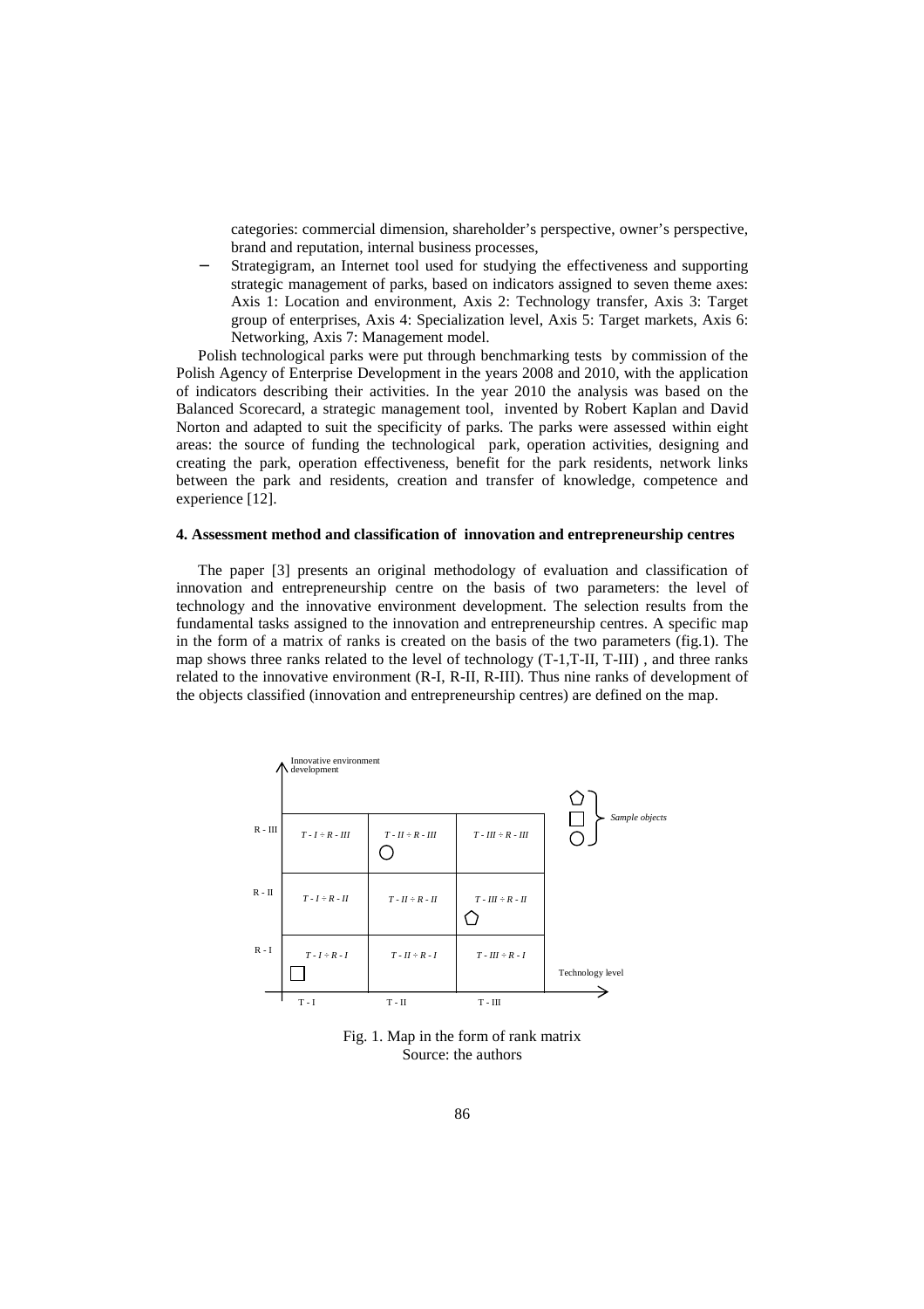categories: commercial dimension, shareholder's perspective, owner's perspective, brand and reputation, internal business processes,

- Strategigram, an Internet tool used for studying the effectiveness and supporting strategic management of parks, based on indicators assigned to seven theme axes: Axis 1: Location and environment, Axis 2: Technology transfer, Axis 3: Target group of enterprises, Axis 4: Specialization level, Axis 5: Target markets, Axis 6: Networking, Axis 7: Management model.

Polish technological parks were put through benchmarking tests by commission of the Polish Agency of Enterprise Development in the years 2008 and 2010, with the application of indicators describing their activities. In the year 2010 the analysis was based on the Balanced Scorecard, a strategic management tool, invented by Robert Kaplan and David Norton and adapted to suit the specificity of parks. The parks were assessed within eight areas: the source of funding the technological park, operation activities, designing and creating the park, operation effectiveness, benefit for the park residents, network links between the park and residents, creation and transfer of knowledge, competence and experience [12].

## 4. Assessment method and classification of innovation and entrepreneurship centres

The paper [3] presents an original methodology of evaluation and classification of innovation and entrepreneurship centre on the basis of two parameters: the level of technology and the innovative environment development. The selection results from the fundamental tasks assigned to the innovation and entrepreneurship centres. A specific map in the form of a matrix of ranks is created on the basis of the two parameters (fig.1). The map shows three ranks related to the level of technology (T-1,T-II, T-III) , and three ranks related to the innovative environment (R-I, R-II, R-III). Thus nine ranks of development of the objects classified (innovation and entrepreneurship centres) are defined on the map.

| Innovative environment development | T - I | T - II | T - III |
| --- | --- | --- | --- |
| R - III | *T - I ÷ R - III* | *T - II ÷ R - III* (○) | *T - III ÷ R - III* |
| R - II | *T - I ÷ R - II* | *T - II ÷ R - II* | *T - III ÷ R - II* (⬠) |
| R - I | *T - I ÷ R - I* (□) | *T - II ÷ R - I* | *T - III ÷ R - I* |

Horizontal axis: Technology level. ⬠ □ ○ – *Sample objects*

Fig. 1. Map in the form of rank matrix
Source: the authors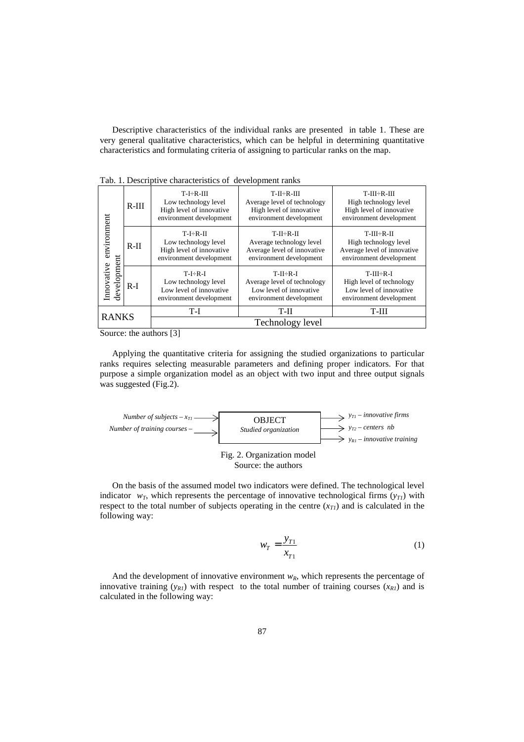Descriptive characteristics of the individual ranks are presented in table 1. These are very general qualitative characteristics, which can be helpful in determining quantitative characteristics and formulating criteria of assigning to particular ranks on the map.

Tab. 1. Descriptive characteristics of development ranks

| Innovative environment development | | | | |
|---|---|---|---|---|
| | R-III | T-I÷R-III<br>Low technology level<br>High level of innovative environment development | T-II÷R-III<br>Average level of technology<br>High level of innovative environment development | T-III÷R-III<br>High technology level<br>High level of innovative environment development |
| | R-II | T-I÷R-II<br>Low technology level<br>High level of innovative environment development | T-II÷R-II<br>Average technology level<br>Average level of innovative environment development | T-III÷R-II<br>High technology level<br>Average level of innovative environment development |
| | R-I | T-I÷R-I<br>Low technology level<br>Low level of innovative environment development | T-II÷R-I<br>Average level of technology<br>Low level of innovative environment development | T-III÷R-I<br>High level of technology<br>Low level of innovative environment development |
| RANKS | | T-I | T-II | T-III |
| | | | Technology level | |

Source: the authors [3]

Applying the quantitative criteria for assigning the studied organizations to particular ranks requires selecting measurable parameters and defining proper indicators. For that purpose a simple organization model as an object with two input and three output signals was suggested (Fig.2).

*Number of subjects* – $x_{T1}$ →
*Number of training courses* – →

OBJECT
*Studied organization*

→ $y_{T1}$ – *innovative firms*
→ $y_{T2}$ – *centers nb*
→ $y_{R1}$ – *innovative training*

Fig. 2. Organization model
Source: the authors

On the basis of the assumed model two indicators were defined. The technological level indicator $w_T$, which represents the percentage of innovative technological firms ($y_{T1}$) with respect to the total number of subjects operating in the centre ($x_{T1}$) and is calculated in the following way:

$$w_T = \frac{y_{T1}}{x_{T1}} \tag{1}$$

And the development of innovative environment $w_R$, which represents the percentage of innovative training ($y_{R1}$) with respect to the total number of training courses ($x_{R1}$) and is calculated in the following way: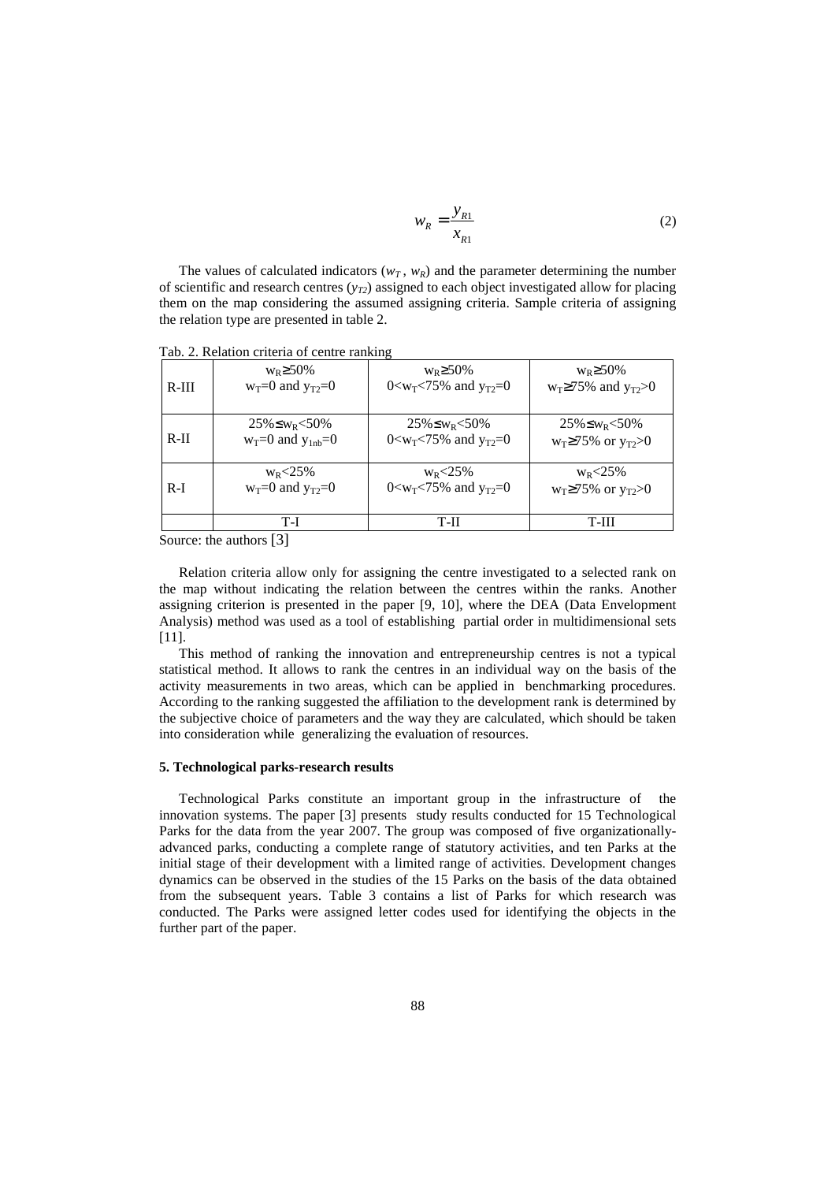$$w_R = \frac{y_{R1}}{x_{R1}} \tag{2}$$

The values of calculated indicators ($w_T$, $w_R$) and the parameter determining the number of scientific and research centres ($y_{T2}$) assigned to each object investigated allow for placing them on the map considering the assumed assigning criteria. Sample criteria of assigning the relation type are presented in table 2.

Tab. 2. Relation criteria of centre ranking

| | | | |
|---|---|---|---|
| R-III | $w_R \geq 50\%$ <br> $w_T=0$ and $y_{T2}=0$ | $w_R \geq 50\%$ <br> $0<w_T<75\%$ and $y_{T2}=0$ | $w_R \geq 50\%$ <br> $w_T \geq 75\%$ and $y_{T2}>0$ |
| R-II | $25\% \leq w_R < 50\%$ <br> $w_T=0$ and $y_{1nb}=0$ | $25\% \leq w_R < 50\%$ <br> $0<w_T<75\%$ and $y_{T2}=0$ | $25\% \leq w_R < 50\%$ <br> $w_T \geq 75\%$ or $y_{T2}>0$ |
| R-I | $w_R<25\%$ <br> $w_T=0$ and $y_{T2}=0$ | $w_R<25\%$ <br> $0<w_T<75\%$ and $y_{T2}=0$ | $w_R<25\%$ <br> $w_T \geq 75\%$ or $y_{T2}>0$ |
| | T-I | T-II | T-III |

Source: the authors [3]

Relation criteria allow only for assigning the centre investigated to a selected rank on the map without indicating the relation between the centres within the ranks. Another assigning criterion is presented in the paper [9, 10], where the DEA (Data Envelopment Analysis) method was used as a tool of establishing partial order in multidimensional sets [11].

This method of ranking the innovation and entrepreneurship centres is not a typical statistical method. It allows to rank the centres in an individual way on the basis of the activity measurements in two areas, which can be applied in benchmarking procedures. According to the ranking suggested the affiliation to the development rank is determined by the subjective choice of parameters and the way they are calculated, which should be taken into consideration while generalizing the evaluation of resources.

### 5. Technological parks-research results

Technological Parks constitute an important group in the infrastructure of the innovation systems. The paper [3] presents study results conducted for 15 Technological Parks for the data from the year 2007. The group was composed of five organizationally-advanced parks, conducting a complete range of statutory activities, and ten Parks at the initial stage of their development with a limited range of activities. Development changes dynamics can be observed in the studies of the 15 Parks on the basis of the data obtained from the subsequent years. Table 3 contains a list of Parks for which research was conducted. The Parks were assigned letter codes used for identifying the objects in the further part of the paper.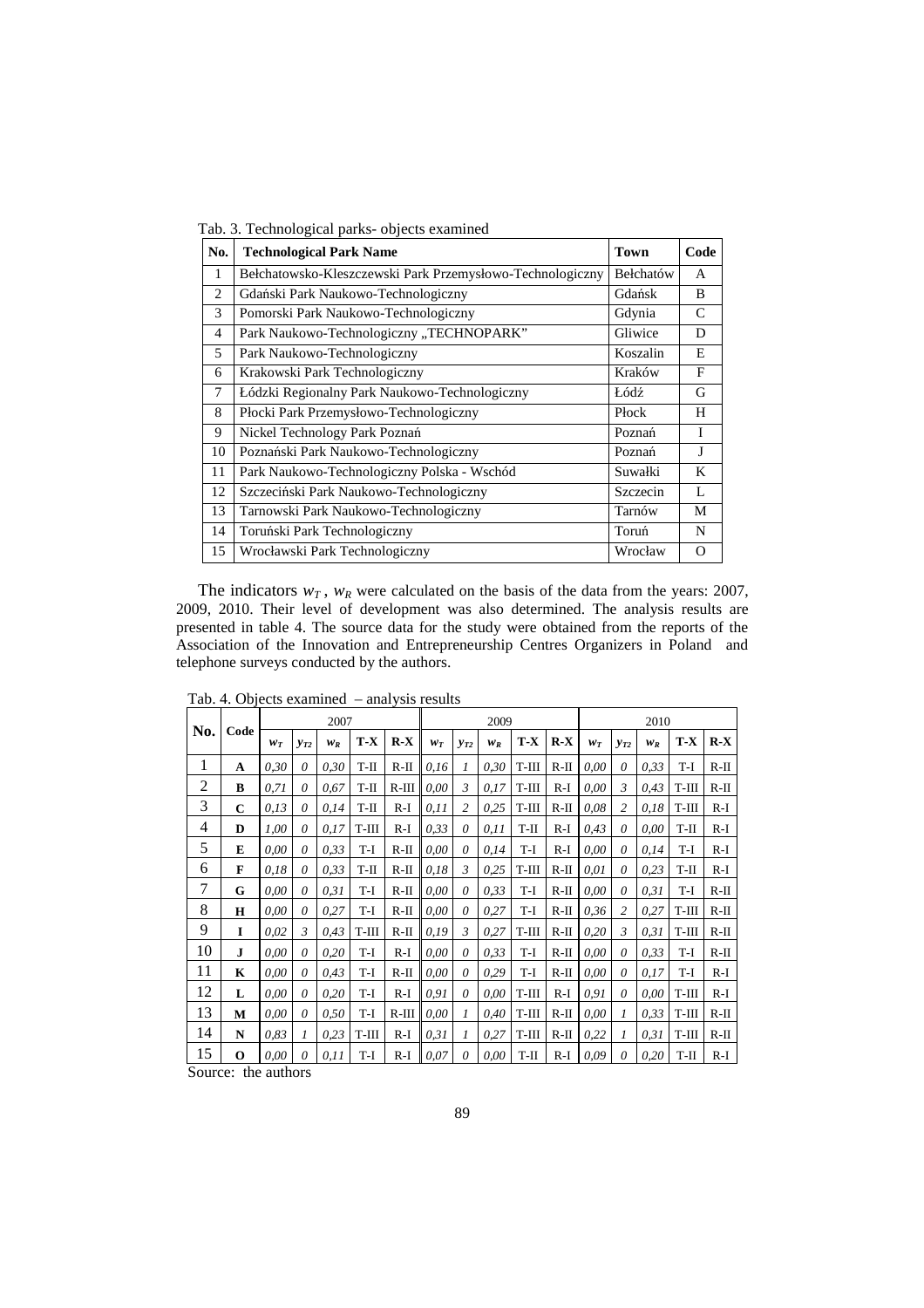Tab. 3. Technological parks- objects examined

| No. | Technological Park Name | Town | Code |
|---|---|---|---|
| 1 | Bełchatowsko-Kleszczewski Park Przemysłowo-Technologiczny | Bełchatów | A |
| 2 | Gdański Park Naukowo-Technologiczny | Gdańsk | B |
| 3 | Pomorski Park Naukowo-Technologiczny | Gdynia | C |
| 4 | Park Naukowo-Technologiczny „TECHNOPARK” | Gliwice | D |
| 5 | Park Naukowo-Technologiczny | Koszalin | E |
| 6 | Krakowski Park Technologiczny | Kraków | F |
| 7 | Łódzki Regionalny Park Naukowo-Technologiczny | Łódź | G |
| 8 | Płocki Park Przemysłowo-Technologiczny | Płock | H |
| 9 | Nickel Technology Park Poznań | Poznań | I |
| 10 | Poznański Park Naukowo-Technologiczny | Poznań | J |
| 11 | Park Naukowo-Technologiczny Polska - Wschód | Suwałki | K |
| 12 | Szczeciński Park Naukowo-Technologiczny | Szczecin | L |
| 13 | Tarnowski Park Naukowo-Technologiczny | Tarnów | M |
| 14 | Toruński Park Technologiczny | Toruń | N |
| 15 | Wrocławski Park Technologiczny | Wrocław | O |

The indicators $w_T$, $w_R$ were calculated on the basis of the data from the years: 2007, 2009, 2010. Their level of development was also determined. The analysis results are presented in table 4. The source data for the study were obtained from the reports of the Association of the Innovation and Entrepreneurship Centres Organizers in Poland and telephone surveys conducted by the authors.

Tab. 4. Objects examined – analysis results

| No. | Code | 2007 | | | | | 2009 | | | | | 2010 | | | | |
|---|---|---|---|---|---|---|---|---|---|---|---|---|---|---|---|---|
| | | $w_T$ | $y_{T2}$ | $w_R$ | T-X | R-X | $w_T$ | $y_{T2}$ | $w_R$ | T-X | R-X | $w_T$ | $y_{T2}$ | $w_R$ | T-X | R-X |
| 1 | **A** | *0,30* | *0* | *0,30* | T-II | R-II | *0,16* | *1* | *0,30* | T-III | R-II | *0,00* | *0* | *0,33* | T-I | R-II |
| 2 | **B** | *0,71* | *0* | *0,67* | T-II | R-III | *0,00* | *3* | *0,17* | T-III | R-I | *0,00* | *3* | *0,43* | T-III | R-II |
| 3 | **C** | *0,13* | *0* | *0,14* | T-II | R-I | *0,11* | *2* | *0,25* | T-III | R-II | *0,08* | *2* | *0,18* | T-III | R-I |
| 4 | **D** | *1,00* | *0* | *0,17* | T-III | R-I | *0,33* | *0* | *0,11* | T-II | R-I | *0,43* | *0* | *0,00* | T-II | R-I |
| 5 | **E** | *0,00* | *0* | *0,33* | T-I | R-II | *0,00* | *0* | *0,14* | T-I | R-I | *0,00* | *0* | *0,14* | T-I | R-I |
| 6 | **F** | *0,18* | *0* | *0,33* | T-II | R-II | *0,18* | *3* | *0,25* | T-III | R-II | *0,01* | *0* | *0,23* | T-II | R-I |
| 7 | **G** | *0,00* | *0* | *0,31* | T-I | R-II | *0,00* | *0* | *0,33* | T-I | R-II | *0,00* | *0* | *0,31* | T-I | R-II |
| 8 | **H** | *0,00* | *0* | *0,27* | T-I | R-II | *0,00* | *0* | *0,27* | T-I | R-II | *0,36* | *2* | *0,27* | T-III | R-II |
| 9 | **I** | *0,02* | *3* | *0,43* | T-III | R-II | *0,19* | *3* | *0,27* | T-III | R-II | *0,20* | *3* | *0,31* | T-III | R-II |
| 10 | **J** | *0,00* | *0* | *0,20* | T-I | R-I | *0,00* | *0* | *0,33* | T-I | R-II | *0,00* | *0* | *0,33* | T-I | R-II |
| 11 | **K** | *0,00* | *0* | *0,43* | T-I | R-II | *0,00* | *0* | *0,29* | T-I | R-II | *0,00* | *0* | *0,17* | T-I | R-I |
| 12 | **L** | *0,00* | *0* | *0,20* | T-I | R-I | *0,91* | *0* | *0,00* | T-III | R-I | *0,91* | *0* | *0,00* | T-III | R-I |
| 13 | **M** | *0,00* | *0* | *0,50* | T-I | R-III | *0,00* | *1* | *0,40* | T-III | R-II | *0,00* | *1* | *0,33* | T-III | R-II |
| 14 | **N** | *0,83* | *1* | *0,23* | T-III | R-I | *0,31* | *1* | *0,27* | T-III | R-II | *0,22* | *1* | *0,31* | T-III | R-II |
| 15 | **O** | *0,00* | *0* | *0,11* | T-I | R-I | *0,07* | *0* | *0,00* | T-II | R-I | *0,09* | *0* | *0,20* | T-II | R-I |

Source: the authors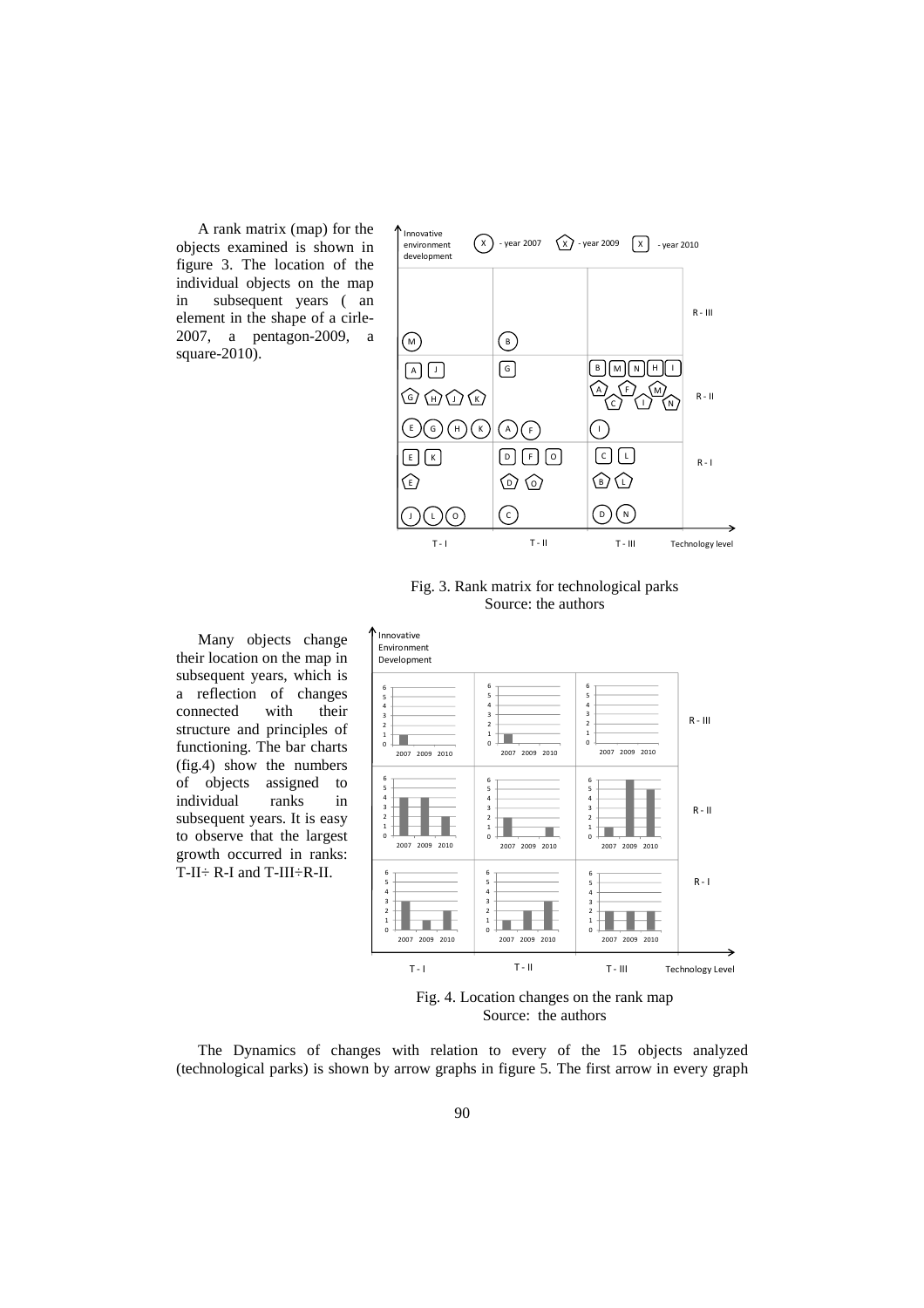A rank matrix (map) for the objects examined is shown in figure 3. The location of the individual objects on the map in subsequent years ( an element in the shape of a cirle-2007, a pentagon-2009, a square-2010).

Fig. 3. Rank matrix for technological parks
Source: the authors

Many objects change their location on the map in subsequent years, which is a reflection of changes connected with their structure and principles of functioning. The bar charts (fig.4) show the numbers of objects assigned to individual ranks in subsequent years. It is easy to observe that the largest growth occurred in ranks: T-II÷ R-I and T-III÷R-II.

Fig. 4. Location changes on the rank map
Source: the authors

The Dynamics of changes with relation to every of the 15 objects analyzed (technological parks) is shown by arrow graphs in figure 5. The first arrow in every graph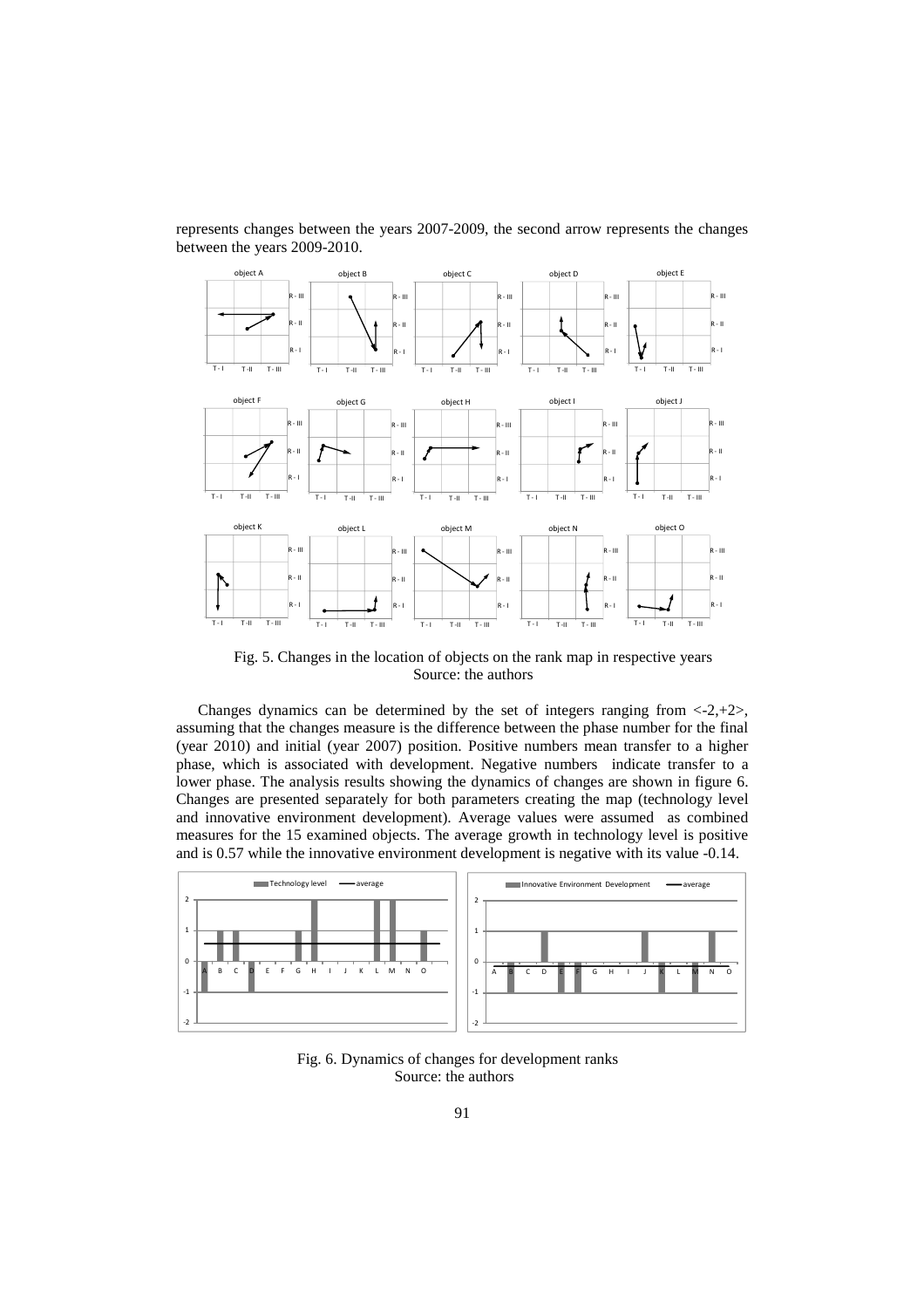represents changes between the years 2007-2009, the second arrow represents the changes between the years 2009-2010.

Fig. 5. Changes in the location of objects on the rank map in respective years
Source: the authors

Changes dynamics can be determined by the set of integers ranging from <-2,+2>, assuming that the changes measure is the difference between the phase number for the final (year 2010) and initial (year 2007) position. Positive numbers mean transfer to a higher phase, which is associated with development. Negative numbers indicate transfer to a lower phase. The analysis results showing the dynamics of changes are shown in figure 6. Changes are presented separately for both parameters creating the map (technology level and innovative environment development). Average values were assumed as combined measures for the 15 examined objects. The average growth in technology level is positive and is 0.57 while the innovative environment development is negative with its value -0.14.

Fig. 6. Dynamics of changes for development ranks
Source: the authors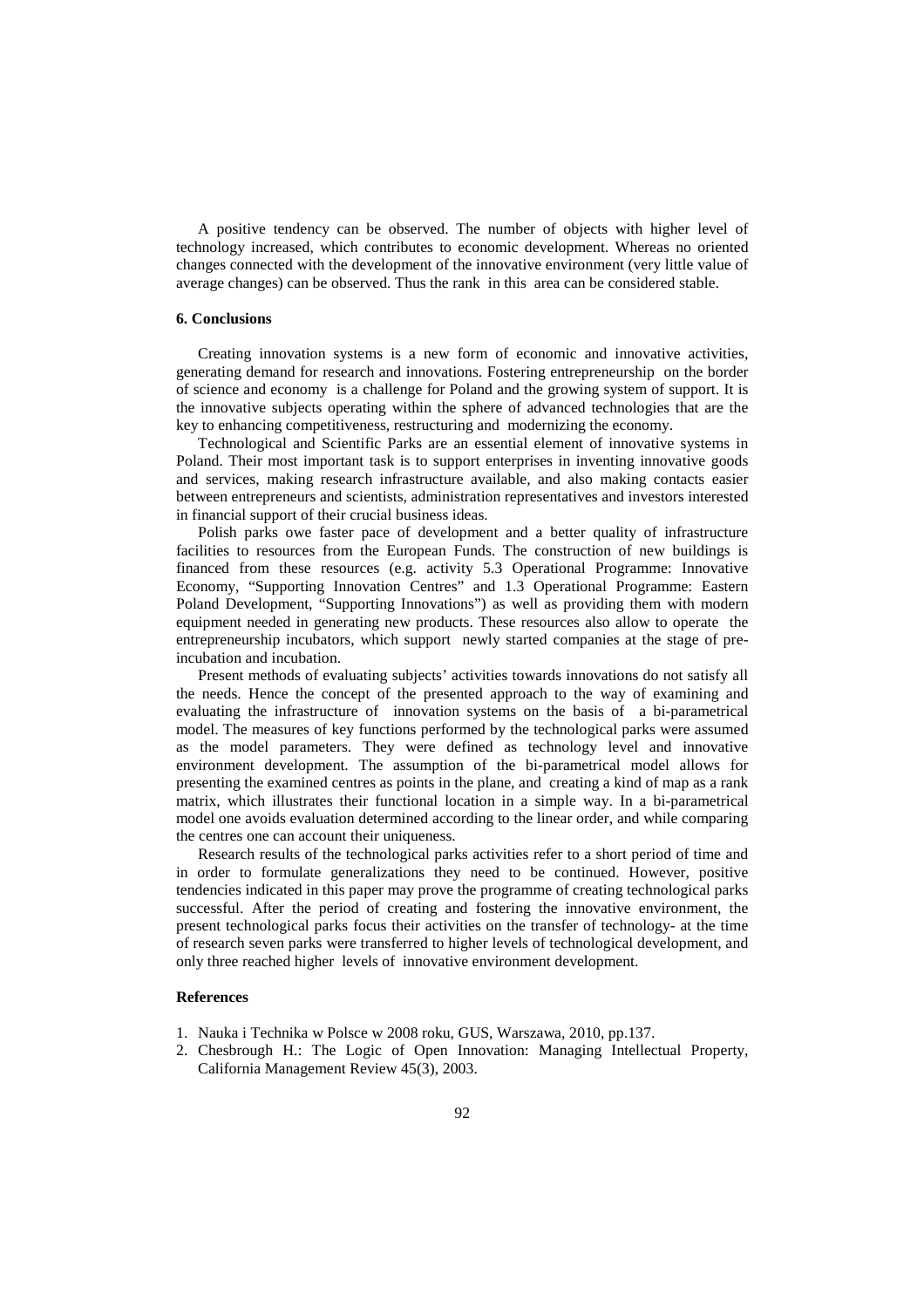A positive tendency can be observed. The number of objects with higher level of technology increased, which contributes to economic development. Whereas no oriented changes connected with the development of the innovative environment (very little value of average changes) can be observed. Thus the rank in this area can be considered stable.

## 6. Conclusions

Creating innovation systems is a new form of economic and innovative activities, generating demand for research and innovations. Fostering entrepreneurship on the border of science and economy is a challenge for Poland and the growing system of support. It is the innovative subjects operating within the sphere of advanced technologies that are the key to enhancing competitiveness, restructuring and modernizing the economy.

Technological and Scientific Parks are an essential element of innovative systems in Poland. Their most important task is to support enterprises in inventing innovative goods and services, making research infrastructure available, and also making contacts easier between entrepreneurs and scientists, administration representatives and investors interested in financial support of their crucial business ideas.

Polish parks owe faster pace of development and a better quality of infrastructure facilities to resources from the European Funds. The construction of new buildings is financed from these resources (e.g. activity 5.3 Operational Programme: Innovative Economy, "Supporting Innovation Centres" and 1.3 Operational Programme: Eastern Poland Development, "Supporting Innovations") as well as providing them with modern equipment needed in generating new products. These resources also allow to operate the entrepreneurship incubators, which support newly started companies at the stage of pre-incubation and incubation.

Present methods of evaluating subjects' activities towards innovations do not satisfy all the needs. Hence the concept of the presented approach to the way of examining and evaluating the infrastructure of innovation systems on the basis of a bi-parametrical model. The measures of key functions performed by the technological parks were assumed as the model parameters. They were defined as technology level and innovative environment development. The assumption of the bi-parametrical model allows for presenting the examined centres as points in the plane, and creating a kind of map as a rank matrix, which illustrates their functional location in a simple way. In a bi-parametrical model one avoids evaluation determined according to the linear order, and while comparing the centres one can account their uniqueness.

Research results of the technological parks activities refer to a short period of time and in order to formulate generalizations they need to be continued. However, positive tendencies indicated in this paper may prove the programme of creating technological parks successful. After the period of creating and fostering the innovative environment, the present technological parks focus their activities on the transfer of technology- at the time of research seven parks were transferred to higher levels of technological development, and only three reached higher levels of innovative environment development.

## References

1. Nauka i Technika w Polsce w 2008 roku, GUS, Warszawa, 2010, pp.137.
2. Chesbrough H.: The Logic of Open Innovation: Managing Intellectual Property, California Management Review 45(3), 2003.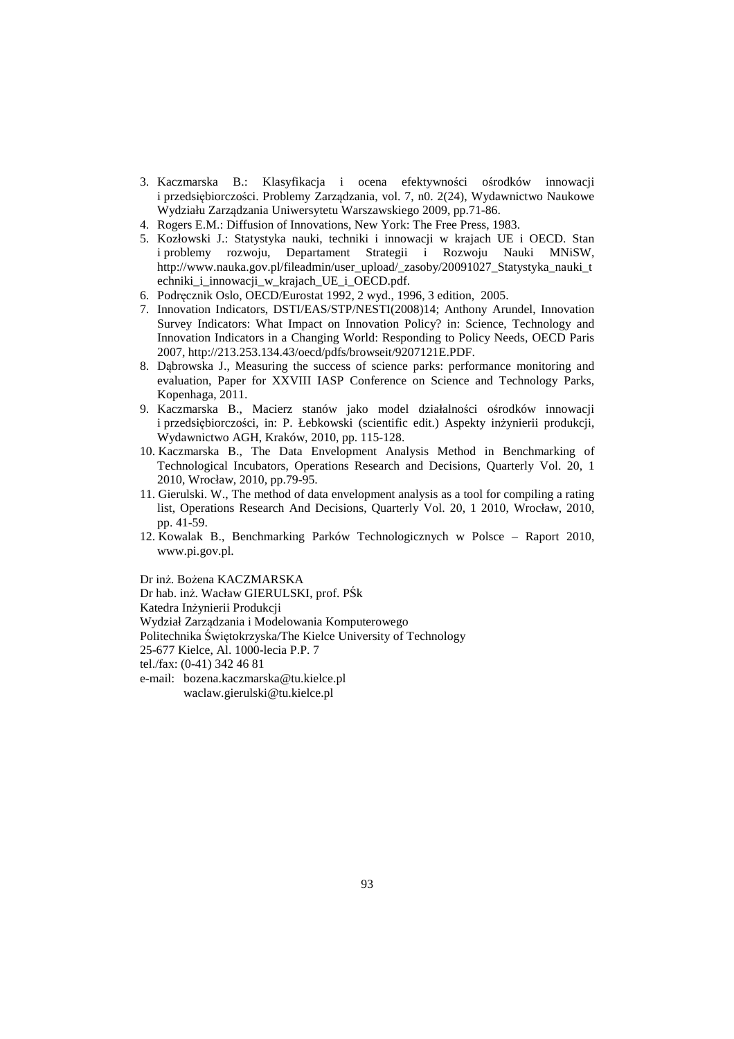3. Kaczmarska B.: Klasyfikacja i ocena efektywności ośrodków innowacji i przedsiębiorczości. Problemy Zarządzania, vol. 7, n0. 2(24), Wydawnictwo Naukowe Wydziału Zarządzania Uniwersytetu Warszawskiego 2009, pp.71-86.
4. Rogers E.M.: Diffusion of Innovations, New York: The Free Press, 1983.
5. Kozłowski J.: Statystyka nauki, techniki i innowacji w krajach UE i OECD. Stan i problemy rozwoju, Departament Strategii i Rozwoju Nauki MNiSW, http://www.nauka.gov.pl/fileadmin/user_upload/_zasoby/20091027_Statystyka_nauki_techniki_i_innowacji_w_krajach_UE_i_OECD.pdf.
6. Podręcznik Oslo, OECD/Eurostat 1992, 2 wyd., 1996, 3 edition, 2005.
7. Innovation Indicators, DSTI/EAS/STP/NESTI(2008)14; Anthony Arundel, Innovation Survey Indicators: What Impact on Innovation Policy? in: Science, Technology and Innovation Indicators in a Changing World: Responding to Policy Needs, OECD Paris 2007, http://213.253.134.43/oecd/pdfs/browseit/9207121E.PDF.
8. Dąbrowska J., Measuring the success of science parks: performance monitoring and evaluation, Paper for XXVIII IASP Conference on Science and Technology Parks, Kopenhaga, 2011.
9. Kaczmarska B., Macierz stanów jako model działalności ośrodków innowacji i przedsiębiorczości, in: P. Łebkowski (scientific edit.) Aspekty inżynierii produkcji, Wydawnictwo AGH, Kraków, 2010, pp. 115-128.
10. Kaczmarska B., The Data Envelopment Analysis Method in Benchmarking of Technological Incubators, Operations Research and Decisions, Quarterly Vol. 20, 1 2010, Wrocław, 2010, pp.79-95.
11. Gierulski. W., The method of data envelopment analysis as a tool for compiling a rating list, Operations Research And Decisions, Quarterly Vol. 20, 1 2010, Wrocław, 2010, pp. 41-59.
12. Kowalak B., Benchmarking Parków Technologicznych w Polsce – Raport 2010, www.pi.gov.pl.

Dr inż. Bożena KACZMARSKA  
Dr hab. inż. Wacław GIERULSKI, prof. PŚk  
Katedra Inżynierii Produkcji  
Wydział Zarządzania i Modelowania Komputerowego  
Politechnika Świętokrzyska/The Kielce University of Technology  
25-677 Kielce, Al. 1000-lecia P.P. 7  
tel./fax: (0-41) 342 46 81  
e-mail: bozena.kaczmarska@tu.kielce.pl  
waclaw.gierulski@tu.kielce.pl